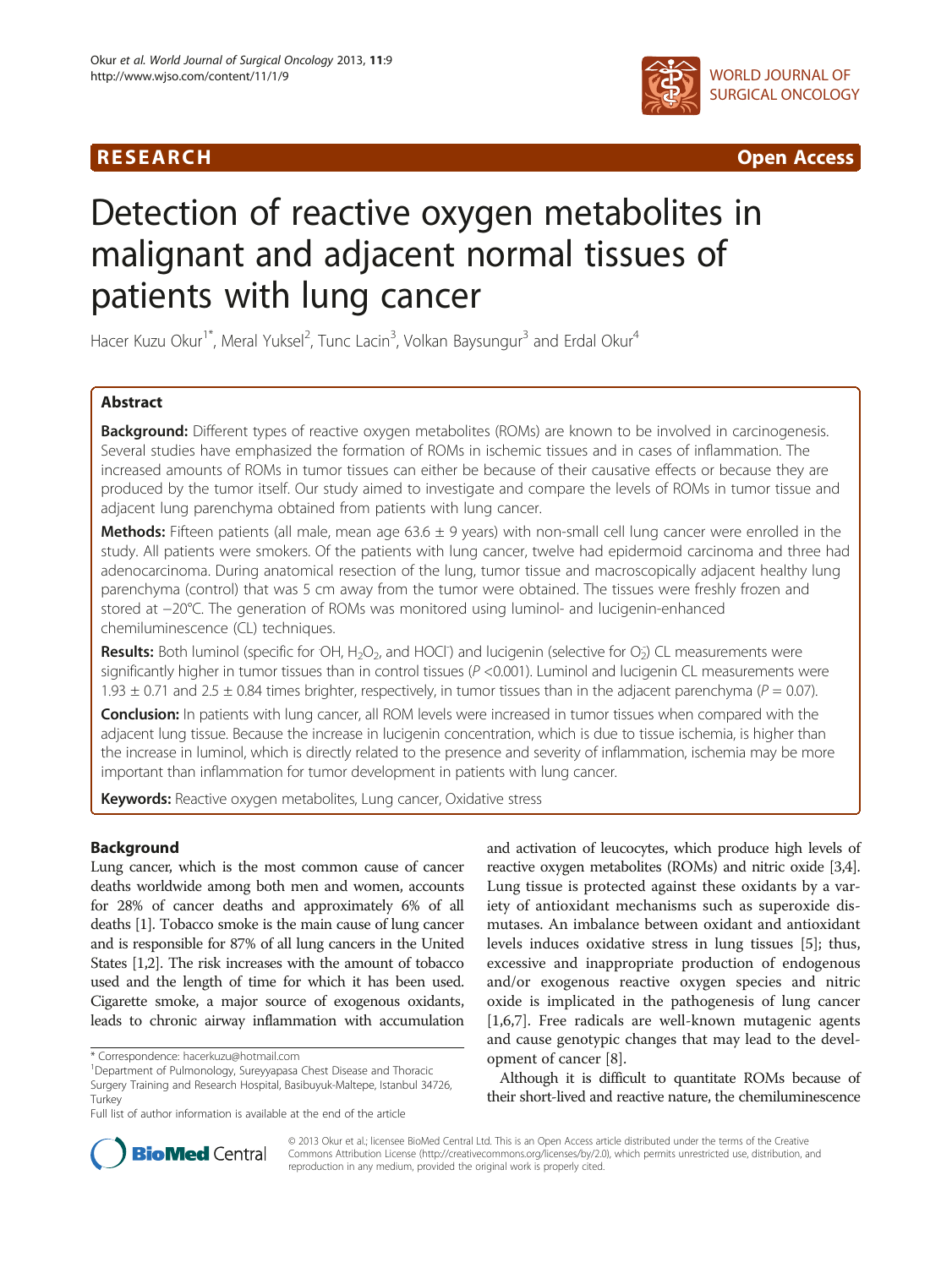RESEARCH Open Access

# Detection of reactive oxygen metabolites in malignant and adjacent normal tissues of patients with lung cancer

Hacer Kuzu Okur[1*], Meral Yuksel[2], Tunc Lacin[3], Volkan Baysungur[3] and Erdal Okur[4]

## Abstract

**Background:** Different types of reactive oxygen metabolites (ROMs) are known to be involved in carcinogenesis. Several studies have emphasized the formation of ROMs in ischemic tissues and in cases of inflammation. The increased amounts of ROMs in tumor tissues can either be because of their causative effects or because they are produced by the tumor itself. Our study aimed to investigate and compare the levels of ROMs in tumor tissue and adjacent lung parenchyma obtained from patients with lung cancer.

**Methods:** Fifteen patients (all male, mean age 63.6 ± 9 years) with non-small cell lung cancer were enrolled in the study. All patients were smokers. Of the patients with lung cancer, twelve had epidermoid carcinoma and three had adenocarcinoma. During anatomical resection of the lung, tumor tissue and macroscopically adjacent healthy lung parenchyma (control) that was 5 cm away from the tumor were obtained. The tissues were freshly frozen and stored at −20°C. The generation of ROMs was monitored using luminol- and lucigenin-enhanced chemiluminescence (CL) techniques.

**Results:** Both luminol (specific for $^{\cdot}OH$, $H_2O_2$, and $HOCl^{-}$) and lucigenin (selective for $O_2^{-}$) CL measurements were significantly higher in tumor tissues than in control tissues ($P$ <0.001). Luminol and lucigenin CL measurements were 1.93 ± 0.71 and 2.5 ± 0.84 times brighter, respectively, in tumor tissues than in the adjacent parenchyma ($P$ = 0.07).

**Conclusion:** In patients with lung cancer, all ROM levels were increased in tumor tissues when compared with the adjacent lung tissue. Because the increase in lucigenin concentration, which is due to tissue ischemia, is higher than the increase in luminol, which is directly related to the presence and severity of inflammation, ischemia may be more important than inflammation for tumor development in patients with lung cancer.

**Keywords:** Reactive oxygen metabolites, Lung cancer, Oxidative stress

## Background

Lung cancer, which is the most common cause of cancer deaths worldwide among both men and women, accounts for 28% of cancer deaths and approximately 6% of all deaths [1]. Tobacco smoke is the main cause of lung cancer and is responsible for 87% of all lung cancers in the United States [1,2]. The risk increases with the amount of tobacco used and the length of time for which it has been used. Cigarette smoke, a major source of exogenous oxidants, leads to chronic airway inflammation with accumulation and activation of leucocytes, which produce high levels of reactive oxygen metabolites (ROMs) and nitric oxide [3,4]. Lung tissue is protected against these oxidants by a variety of antioxidant mechanisms such as superoxide dismutases. An imbalance between oxidant and antioxidant levels induces oxidative stress in lung tissues [5]; thus, excessive and inappropriate production of endogenous and/or exogenous reactive oxygen species and nitric oxide is implicated in the pathogenesis of lung cancer [1,6,7]. Free radicals are well-known mutagenic agents and cause genotypic changes that may lead to the development of cancer [8].

Although it is difficult to quantitate ROMs because of their short-lived and reactive nature, the chemiluminescence

\* Correspondence: hacerkuzu@hotmail.com
[1]Department of Pulmonology, Sureyyapasa Chest Disease and Thoracic Surgery Training and Research Hospital, Basibuyuk-Maltepe, Istanbul 34726, Turkey
Full list of author information is available at the end of the article

© 2013 Okur et al.; licensee BioMed Central Ltd. This is an Open Access article distributed under the terms of the Creative Commons Attribution License (http://creativecommons.org/licenses/by/2.0), which permits unrestricted use, distribution, and reproduction in any medium, provided the original work is properly cited.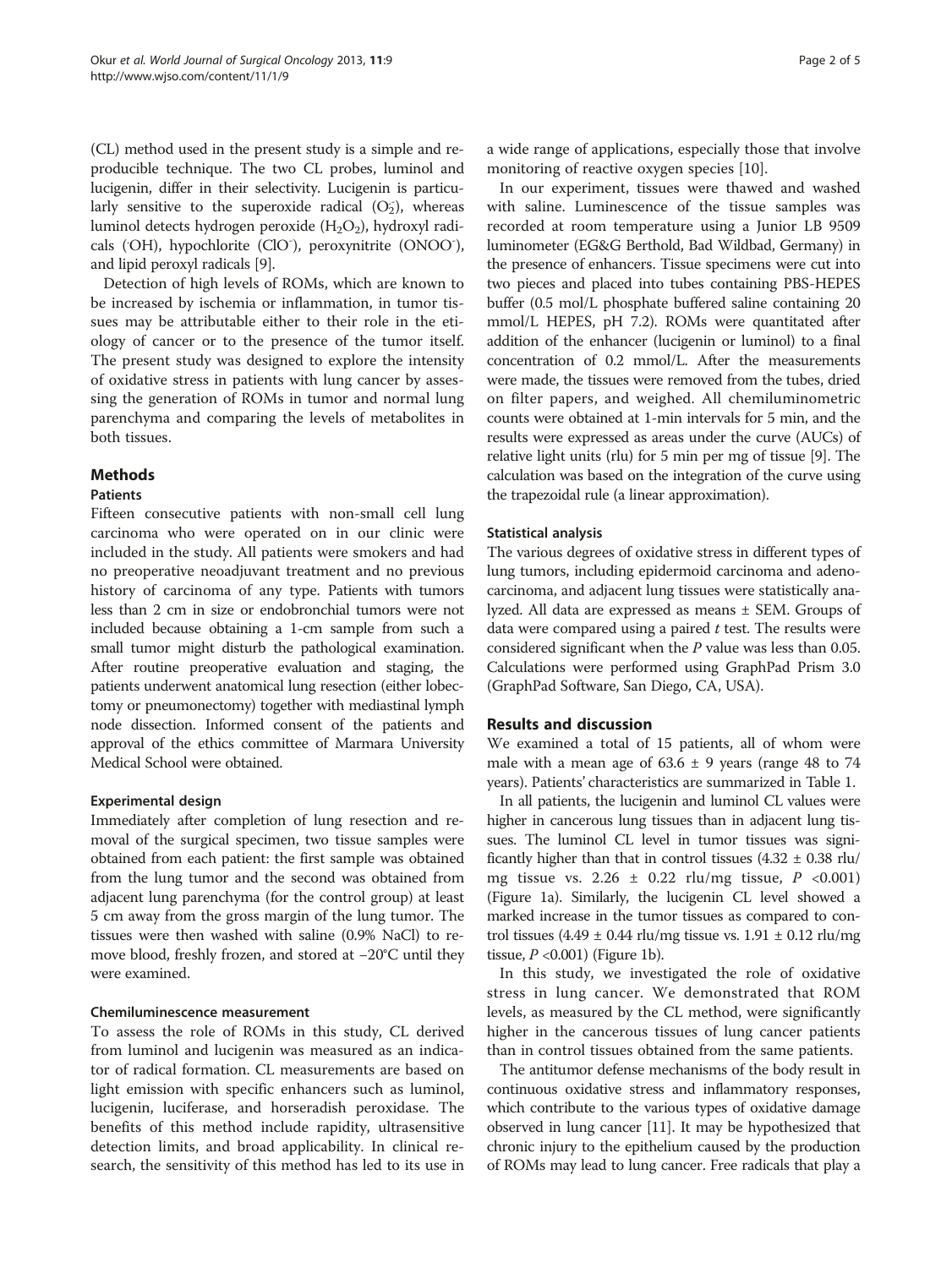(CL) method used in the present study is a simple and reproducible technique. The two CL probes, luminol and lucigenin, differ in their selectivity. Lucigenin is particularly sensitive to the superoxide radical ($O_2^{\cdot-}$), whereas luminol detects hydrogen peroxide ($H_2O_2$), hydroxyl radicals ($^{\cdot}OH$), hypochlorite ($ClO^-$), peroxynitrite ($ONOO^-$), and lipid peroxyl radicals [9].

Detection of high levels of ROMs, which are known to be increased by ischemia or inflammation, in tumor tissues may be attributable either to their role in the etiology of cancer or to the presence of the tumor itself. The present study was designed to explore the intensity of oxidative stress in patients with lung cancer by assessing the generation of ROMs in tumor and normal lung parenchyma and comparing the levels of metabolites in both tissues.

## Methods

### Patients

Fifteen consecutive patients with non-small cell lung carcinoma who were operated on in our clinic were included in the study. All patients were smokers and had no preoperative neoadjuvant treatment and no previous history of carcinoma of any type. Patients with tumors less than 2 cm in size or endobronchial tumors were not included because obtaining a 1-cm sample from such a small tumor might disturb the pathological examination. After routine preoperative evaluation and staging, the patients underwent anatomical lung resection (either lobectomy or pneumonectomy) together with mediastinal lymph node dissection. Informed consent of the patients and approval of the ethics committee of Marmara University Medical School were obtained.

### Experimental design

Immediately after completion of lung resection and removal of the surgical specimen, two tissue samples were obtained from each patient: the first sample was obtained from the lung tumor and the second was obtained from adjacent lung parenchyma (for the control group) at least 5 cm away from the gross margin of the lung tumor. The tissues were then washed with saline (0.9% NaCl) to remove blood, freshly frozen, and stored at −20°C until they were examined.

### Chemiluminescence measurement

To assess the role of ROMs in this study, CL derived from luminol and lucigenin was measured as an indicator of radical formation. CL measurements are based on light emission with specific enhancers such as luminol, lucigenin, luciferase, and horseradish peroxidase. The benefits of this method include rapidity, ultrasensitive detection limits, and broad applicability. In clinical research, the sensitivity of this method has led to its use in a wide range of applications, especially those that involve monitoring of reactive oxygen species [10].

In our experiment, tissues were thawed and washed with saline. Luminescence of the tissue samples was recorded at room temperature using a Junior LB 9509 luminometer (EG&G Berthold, Bad Wildbad, Germany) in the presence of enhancers. Tissue specimens were cut into two pieces and placed into tubes containing PBS-HEPES buffer (0.5 mol/L phosphate buffered saline containing 20 mmol/L HEPES, pH 7.2). ROMs were quantitated after addition of the enhancer (lucigenin or luminol) to a final concentration of 0.2 mmol/L. After the measurements were made, the tissues were removed from the tubes, dried on filter papers, and weighed. All chemiluminometric counts were obtained at 1-min intervals for 5 min, and the results were expressed as areas under the curve (AUCs) of relative light units (rlu) for 5 min per mg of tissue [9]. The calculation was based on the integration of the curve using the trapezoidal rule (a linear approximation).

### Statistical analysis

The various degrees of oxidative stress in different types of lung tumors, including epidermoid carcinoma and adenocarcinoma, and adjacent lung tissues were statistically analyzed. All data are expressed as means ± SEM. Groups of data were compared using a paired *t* test. The results were considered significant when the *P* value was less than 0.05. Calculations were performed using GraphPad Prism 3.0 (GraphPad Software, San Diego, CA, USA).

## Results and discussion

We examined a total of 15 patients, all of whom were male with a mean age of 63.6 ± 9 years (range 48 to 74 years). Patients' characteristics are summarized in Table 1.

In all patients, the lucigenin and luminol CL values were higher in cancerous lung tissues than in adjacent lung tissues. The luminol CL level in tumor tissues was significantly higher than that in control tissues (4.32 ± 0.38 rlu/mg tissue vs. 2.26 ± 0.22 rlu/mg tissue, $P<0.001$) (Figure 1a). Similarly, the lucigenin CL level showed a marked increase in the tumor tissues as compared to control tissues (4.49 ± 0.44 rlu/mg tissue vs. 1.91 ± 0.12 rlu/mg tissue, $P<0.001$) (Figure 1b).

In this study, we investigated the role of oxidative stress in lung cancer. We demonstrated that ROM levels, as measured by the CL method, were significantly higher in the cancerous tissues of lung cancer patients than in control tissues obtained from the same patients.

The antitumor defense mechanisms of the body result in continuous oxidative stress and inflammatory responses, which contribute to the various types of oxidative damage observed in lung cancer [11]. It may be hypothesized that chronic injury to the epithelium caused by the production of ROMs may lead to lung cancer. Free radicals that play a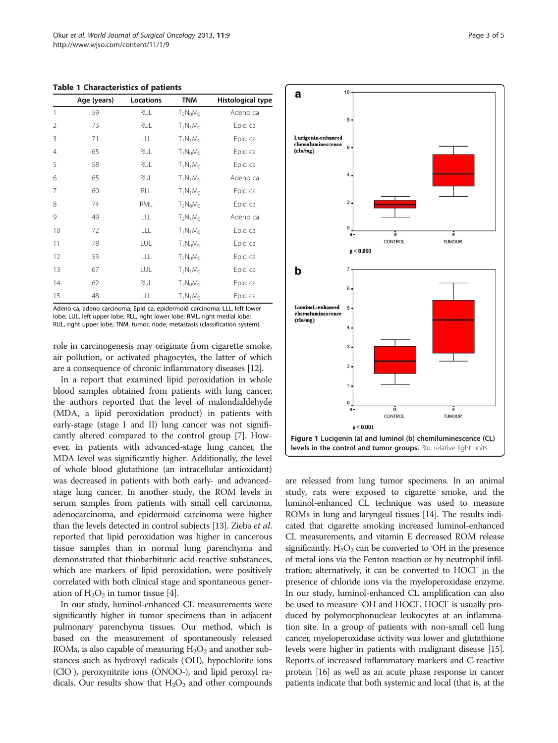**Table 1 Characteristics of patients**

| | Age (years) | Locations | TNM | Histological type |
|---|---|---|---|---|
| 1 | 59 | RUL | $T_2N_0M_0$ | Adeno ca |
| 2 | 73 | RUL | $T_1N_1M_0$ | Epid ca |
| 3 | 71 | LLL | $T_1N_1M_0$ | Epid ca |
| 4 | 65 | RUL | $T_1N_0M_0$ | Epid ca |
| 5 | 58 | RUL | $T_1N_1M_0$ | Epid ca |
| 6 | 65 | RUL | $T_2N_1M_0$ | Adeno ca |
| 7 | 60 | RLL | $T_1N_1M_0$ | Epid ca |
| 8 | 74 | RML | $T_2N_0M_0$ | Epid ca |
| 9 | 49 | LLL | $T_2N_1M_0$ | Adeno ca |
| 10 | 72 | LLL | $T_1N_1M_0$ | Epid ca |
| 11 | 78 | LUL | $T_2N_0M_0$ | Epid ca |
| 12 | 53 | LLL | $T_2N_0M_0$ | Epid ca |
| 13 | 67 | LUL | $T_2N_1M_0$ | Epid ca |
| 14 | 62 | RUL | $T_2N_0M_0$ | Epid ca |
| 15 | 48 | LLL | $T_1N_1M_0$ | Epid ca |

Adeno ca, adeno carcinoma; Epid ca, epidermoid carcinoma; LLL, left lower lobe; LUL, left upper lobe; RLL, right lower lobe; RML, right medial lobe; RUL, right upper lobe; TNM, tumor, node, metastasis (classification system).

role in carcinogenesis may originate from cigarette smoke, air pollution, or activated phagocytes, the latter of which are a consequence of chronic inflammatory diseases [12].

In a report that examined lipid peroxidation in whole blood samples obtained from patients with lung cancer, the authors reported that the level of malondialdehyde (MDA, a lipid peroxidation product) in patients with early-stage (stage I and II) lung cancer was not significantly altered compared to the control group [7]. However, in patients with advanced-stage lung cancer, the MDA level was significantly higher. Additionally, the level of whole blood glutathione (an intracellular antioxidant) was decreased in patients with both early- and advanced-stage lung cancer. In another study, the ROM levels in serum samples from patients with small cell carcinoma, adenocarcinoma, and epidermoid carcinoma were higher than the levels detected in control subjects [13]. Zieba *et al.* reported that lipid peroxidation was higher in cancerous tissue samples than in normal lung parenchyma and demonstrated that thiobarbituric acid-reactive substances, which are markers of lipid peroxidation, were positively correlated with both clinical stage and spontaneous generation of $H_2O_2$ in tumor tissue [4].

In our study, luminol-enhanced CL measurements were significantly higher in tumor specimens than in adjacent pulmonary parenchyma tissues. Our method, which is based on the measurement of spontaneously released ROMs, is also capable of measuring $H_2O_2$ and another substances such as hydroxyl radicals ($^{\cdot}OH$), hypochlorite ions ($ClO^-$), peroxynitrite ions ($ONOO^-$), and lipid peroxyl radicals. Our results show that $H_2O_2$ and other compounds are released from lung tumor specimens. In an animal study, rats were exposed to cigarette smoke, and the luminol-enhanced CL technique was used to measure ROMs in lung and laryngeal tissues [14]. The results indicated that cigarette smoking increased luminol-enhanced CL measurements, and vitamin E decreased ROM release significantly. $H_2O_2$ can be converted to $^{\cdot}OH$ in the presence of metal ions via the Fenton reaction or by neutrophil infiltration; alternatively, it can be converted to $HOCl^-$ in the presence of chloride ions via the myeloperoxidase enzyme. In our study, luminol-enhanced CL amplification can also be used to measure $^{\cdot}OH$ and $HOCl^-$. $HOCl^-$ is usually produced by polymorphonuclear leukocytes at an inflammation site. In a group of patients with non-small cell lung cancer, myeloperoxidase activity was lower and glutathione levels were higher in patients with malignant disease [15]. Reports of increased inflammatory markers and C-reactive protein [16] as well as an acute phase response in cancer patients indicate that both systemic and local (that is, at the

**Figure 1 Lucigenin (a) and luminol (b) chemiluminescence (CL) levels in the control and tumor groups.** Rlu, relative light units.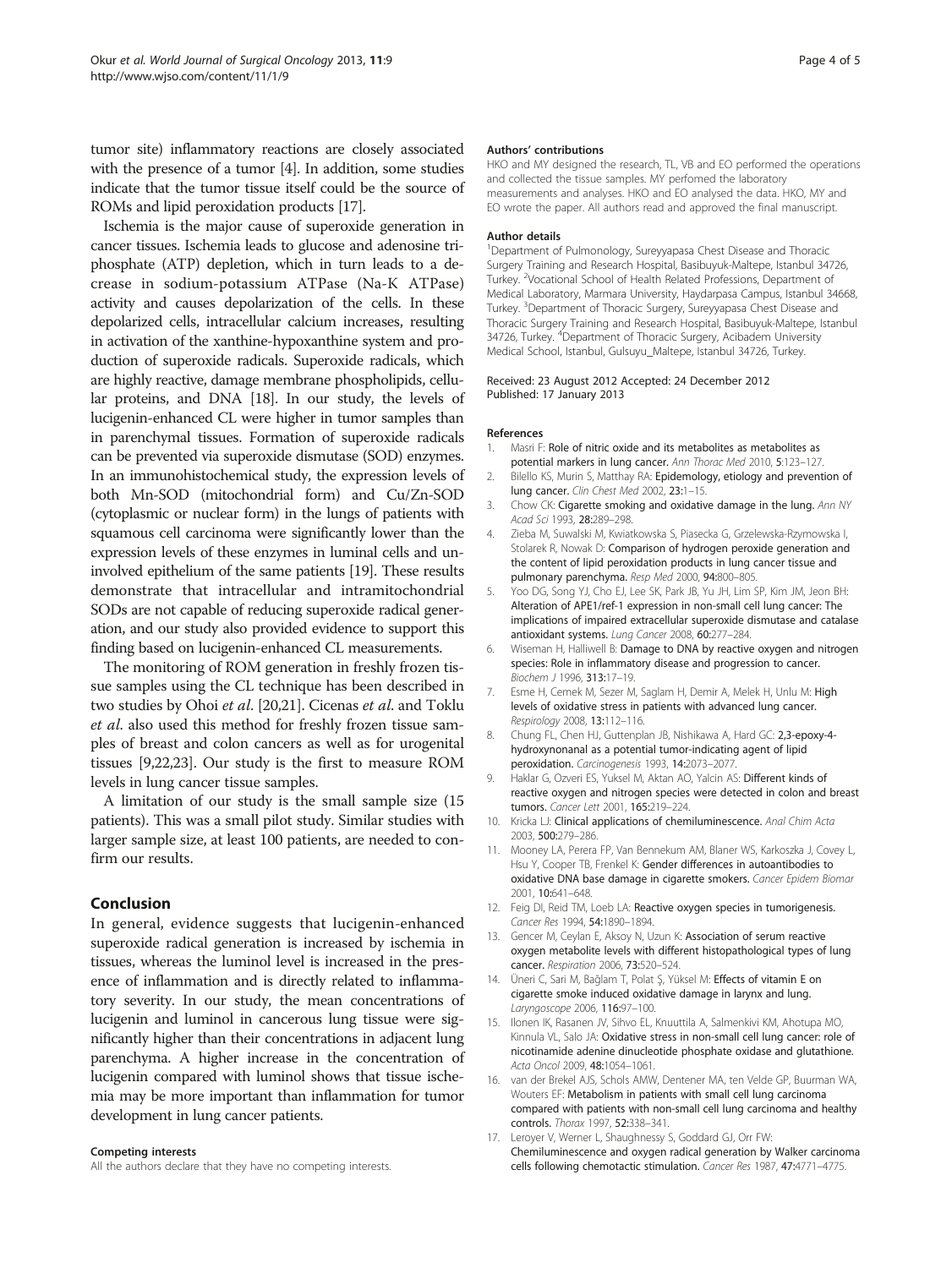tumor site) inflammatory reactions are closely associated with the presence of a tumor [4]. In addition, some studies indicate that the tumor tissue itself could be the source of ROMs and lipid peroxidation products [17].

Ischemia is the major cause of superoxide generation in cancer tissues. Ischemia leads to glucose and adenosine triphosphate (ATP) depletion, which in turn leads to a decrease in sodium-potassium ATPase (Na-K ATPase) activity and causes depolarization of the cells. In these depolarized cells, intracellular calcium increases, resulting in activation of the xanthine-hypoxanthine system and production of superoxide radicals. Superoxide radicals, which are highly reactive, damage membrane phospholipids, cellular proteins, and DNA [18]. In our study, the levels of lucigenin-enhanced CL were higher in tumor samples than in parenchymal tissues. Formation of superoxide radicals can be prevented via superoxide dismutase (SOD) enzymes. In an immunohistochemical study, the expression levels of both Mn-SOD (mitochondrial form) and Cu/Zn-SOD (cytoplasmic or nuclear form) in the lungs of patients with squamous cell carcinoma were significantly lower than the expression levels of these enzymes in luminal cells and uninvolved epithelium of the same patients [19]. These results demonstrate that intracellular and intramitochondrial SODs are not capable of reducing superoxide radical generation, and our study also provided evidence to support this finding based on lucigenin-enhanced CL measurements.

The monitoring of ROM generation in freshly frozen tissue samples using the CL technique has been described in two studies by Ohoi *et al*. [20,21]. Cicenas *et al*. and Toklu *et al*. also used this method for freshly frozen tissue samples of breast and colon cancers as well as for urogenital tissues [9,22,23]. Our study is the first to measure ROM levels in lung cancer tissue samples.

A limitation of our study is the small sample size (15 patients). This was a small pilot study. Similar studies with larger sample size, at least 100 patients, are needed to confirm our results.

## Conclusion

In general, evidence suggests that lucigenin-enhanced superoxide radical generation is increased by ischemia in tissues, whereas the luminol level is increased in the presence of inflammation and is directly related to inflammatory severity. In our study, the mean concentrations of lucigenin and luminol in cancerous lung tissue were significantly higher than their concentrations in adjacent lung parenchyma. A higher increase in the concentration of lucigenin compared with luminol shows that tissue ischemia may be more important than inflammation for tumor development in lung cancer patients.

#### Competing interests

All the authors declare that they have no competing interests.

#### Authors' contributions

HKO and MY designed the research, TL, VB and EO performed the operations and collected the tissue samples. MY perfomed the laboratory measurements and analyses. HKO and EO analysed the data. HKO, MY and EO wrote the paper. All authors read and approved the final manuscript.

#### Author details

[1]Department of Pulmonology, Sureyyapasa Chest Disease and Thoracic Surgery Training and Research Hospital, Basibuyuk-Maltepe, Istanbul 34726, Turkey. [2]Vocational School of Health Related Professions, Department of Medical Laboratory, Marmara University, Haydarpasa Campus, Istanbul 34668, Turkey. [3]Department of Thoracic Surgery, Sureyyapasa Chest Disease and Thoracic Surgery Training and Research Hospital, Basibuyuk-Maltepe, Istanbul 34726, Turkey. [4]Department of Thoracic Surgery, Acibadem University Medical School, Istanbul, Gulsuyu_Maltepe, Istanbul 34726, Turkey.

Received: 23 August 2012 Accepted: 24 December 2012
Published: 17 January 2013

#### References

1. Masri F: **Role of nitric oxide and its metabolites as metabolites as potential markers in lung cancer.** *Ann Thorac Med* 2010, **5**:123–127.
2. Bilello KS, Murin S, Matthay RA: **Epidemiology, etiology and prevention of lung cancer.** *Clin Chest Med* 2002, **23**:1–15.
3. Chow CK: **Cigarette smoking and oxidative damage in the lung.** *Ann NY Acad Sci* 1993, **28**:289–298.
4. Zieba M, Suwalski M, Kwiatkowska S, Piasecka G, Grzelewska-Rzymowska I, Stolarek R, Nowak D: **Comparison of hydrogen peroxide generation and the content of lipid peroxidation products in lung cancer tissue and pulmonary parenchyma.** *Resp Med* 2000, **94**:800–805.
5. Yoo DG, Song YJ, Cho EJ, Lee SK, Park JB, Yu JH, Lim SP, Kim JM, Jeon BH: **Alteration of APE1/ref-1 expression in non-small cell lung cancer: The implications of impaired extracellular superoxide dismutase and catalase antioxidant systems.** *Lung Cancer* 2008, **60**:277–284.
6. Wiseman H, Halliwell B: **Damage to DNA by reactive oxygen and nitrogen species: Role in inflammatory disease and progression to cancer.** *Biochem J* 1996, **313**:17–19.
7. Esme H, Cemek M, Sezer M, Saglam H, Demir A, Melek H, Unlu M: **High levels of oxidative stress in patients with advanced lung cancer.** *Respirology* 2008, **13**:112–116.
8. Chung FL, Chen HJ, Guttenplan JB, Nishikawa A, Hard GC: **2,3-epoxy-4-hydroxynonanal as a potential tumor-indicating agent of lipid peroxidation.** *Carcinogenesis* 1993, **14**:2073–2077.
9. Haklar G, Ozveri ES, Yuksel M, Aktan AO, Yalcin AS: **Different kinds of reactive oxygen and nitrogen species were detected in colon and breast tumors.** *Cancer Lett* 2001, **165**:219–224.
10. Kricka LJ: **Clinical applications of chemiluminescence.** *Anal Chim Acta* 2003, **500**:279–286.
11. Mooney LA, Perera FP, Van Bennekum AM, Blaner WS, Karkoszka J, Covey L, Hsu Y, Cooper TB, Frenkel K: **Gender differences in autoantibodies to oxidative DNA base damage in cigarette smokers.** *Cancer Epidem Biomar* 2001, **10**:641–648.
12. Feig DI, Reid TM, Loeb LA: **Reactive oxygen species in tumorigenesis.** *Cancer Res* 1994, **54**:1890–1894.
13. Gencer M, Ceylan E, Aksoy N, Uzun K: **Association of serum reactive oxygen metabolite levels with different histopathological types of lung cancer.** *Respiration* 2006, **73**:520–524.
14. Üneri C, Sari M, Bağlam T, Polat Ş, Yüksel M: **Effects of vitamin E on cigarette smoke induced oxidative damage in larynx and lung.** *Laryngoscope* 2006, **116**:97–100.
15. Ilonen IK, Rasanen JV, Sihvo EL, Knuuttila A, Salmenkivi KM, Ahotupa MO, Kinnula VL, Salo JA: **Oxidative stress in non-small cell lung cancer: role of nicotinamide adenine dinucleotide phosphate oxidase and glutathione.** *Acta Oncol* 2009, **48**:1054–1061.
16. van der Brekel AJS, Schols AMW, Dentener MA, ten Velde GP, Buurman WA, Wouters EF: **Metabolism in patients with small cell lung carcinoma compared with patients with non-small cell lung carcinoma and healthy controls.** *Thorax* 1997, **52**:338–341.
17. Leroyer V, Werner L, Shaughnessy S, Goddard GJ, Orr FW: **Chemiluminescence and oxygen radical generation by Walker carcinoma cells following chemotactic stimulation.** *Cancer Res* 1987, **47**:4771–4775.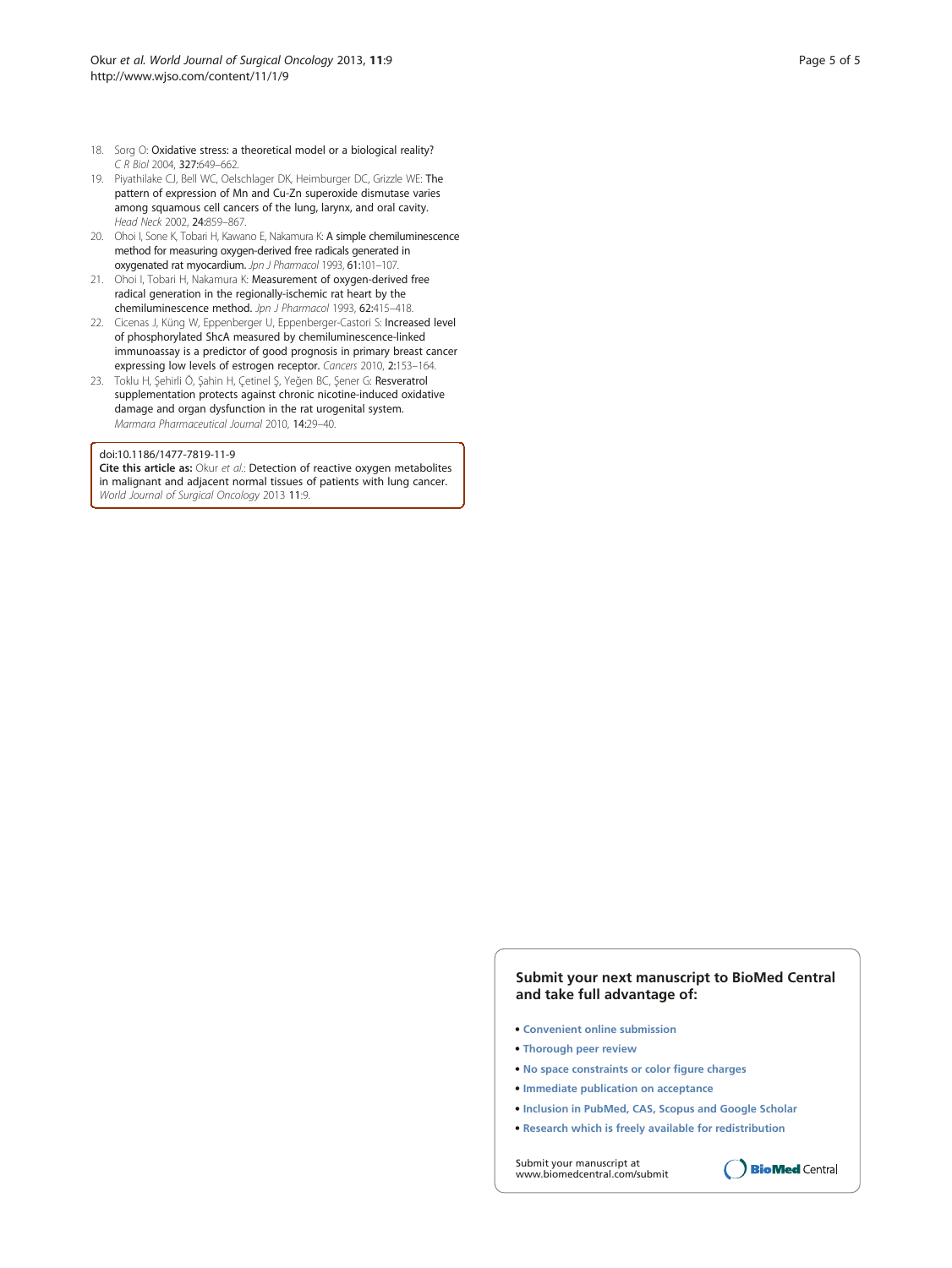18. Sorg O: **Oxidative stress: a theoretical model or a biological reality?** *C R Biol* 2004, **327:**649–662.
19. Piyathilake CJ, Bell WC, Oelschlager DK, Heimburger DC, Grizzle WE: **The pattern of expression of Mn and Cu-Zn superoxide dismutase varies among squamous cell cancers of the lung, larynx, and oral cavity.** *Head Neck* 2002, **24:**859–867.
20. Ohoi I, Sone K, Tobari H, Kawano E, Nakamura K: **A simple chemiluminescence method for measuring oxygen-derived free radicals generated in oxygenated rat myocardium.** *Jpn J Pharmacol* 1993, **61:**101–107.
21. Ohoi I, Tobari H, Nakamura K: **Measurement of oxygen-derived free radical generation in the regionally-ischemic rat heart by the chemiluminescence method.** *Jpn J Pharmacol* 1993, **62:**415–418.
22. Cicenas J, Küng W, Eppenberger U, Eppenberger-Castori S: **Increased level of phosphorylated ShcA measured by chemiluminescence-linked immunoassay is a predictor of good prognosis in primary breast cancer expressing low levels of estrogen receptor.** *Cancers* 2010, **2:**153–164.
23. Toklu H, Şehirli Ö, Şahin H, Çetinel Ş, Yeğen BC, Şener G: **Resveratrol supplementation protects against chronic nicotine-induced oxidative damage and organ dysfunction in the rat urogenital system.** *Marmara Pharmaceutical Journal* 2010, **14:**29–40.

doi:10.1186/1477-7819-11-9
**Cite this article as:** Okur *et al.*: Detection of reactive oxygen metabolites in malignant and adjacent normal tissues of patients with lung cancer. *World Journal of Surgical Oncology* 2013 **11**:9.

**Submit your next manuscript to BioMed Central and take full advantage of:**

- **Convenient online submission**
- **Thorough peer review**
- **No space constraints or color figure charges**
- **Immediate publication on acceptance**
- **Inclusion in PubMed, CAS, Scopus and Google Scholar**
- **Research which is freely available for redistribution**

Submit your manuscript at
www.biomedcentral.com/submit

BioMed Central